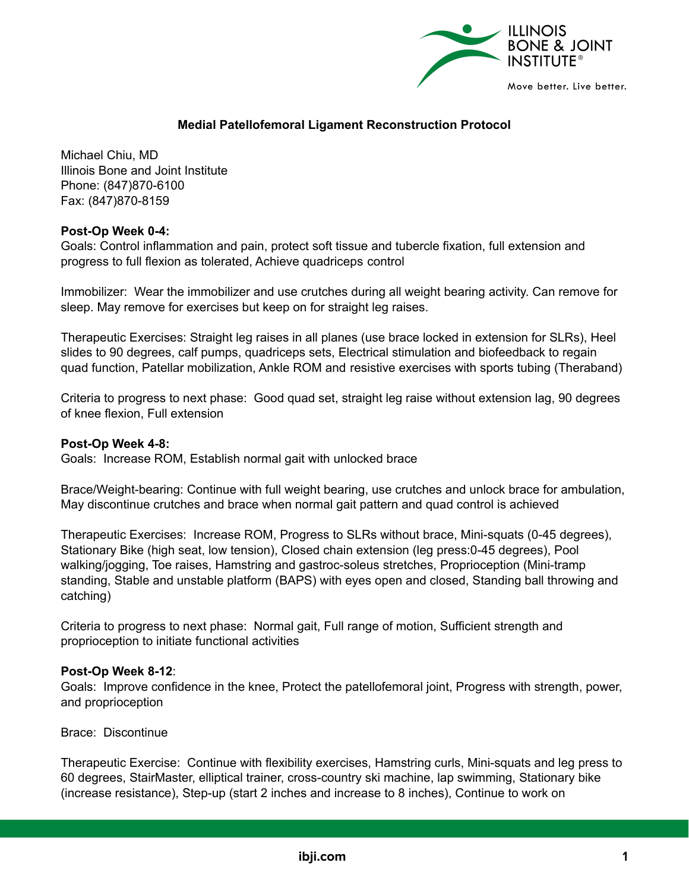# Medial Patellofemoral Ligament Reconstruction Protocol

Michael Chiu, MD
Illinois Bone and Joint Institute
Phone: (847)870-6100
Fax: (847)870-8159

**Post-Op Week 0-4:**
Goals: Control inflammation and pain, protect soft tissue and tubercle fixation, full extension and progress to full flexion as tolerated, Achieve quadriceps control

Immobilizer: Wear the immobilizer and use crutches during all weight bearing activity. Can remove for sleep. May remove for exercises but keep on for straight leg raises.

Therapeutic Exercises: Straight leg raises in all planes (use brace locked in extension for SLRs), Heel slides to 90 degrees, calf pumps, quadriceps sets, Electrical stimulation and biofeedback to regain quad function, Patellar mobilization, Ankle ROM and resistive exercises with sports tubing (Theraband)

Criteria to progress to next phase: Good quad set, straight leg raise without extension lag, 90 degrees of knee flexion, Full extension

**Post-Op Week 4-8:**
Goals: Increase ROM, Establish normal gait with unlocked brace

Brace/Weight-bearing: Continue with full weight bearing, use crutches and unlock brace for ambulation, May discontinue crutches and brace when normal gait pattern and quad control is achieved

Therapeutic Exercises: Increase ROM, Progress to SLRs without brace, Mini-squats (0-45 degrees), Stationary Bike (high seat, low tension), Closed chain extension (leg press:0-45 degrees), Pool walking/jogging, Toe raises, Hamstring and gastroc-soleus stretches, Proprioception (Mini-tramp standing, Stable and unstable platform (BAPS) with eyes open and closed, Standing ball throwing and catching)

Criteria to progress to next phase: Normal gait, Full range of motion, Sufficient strength and proprioception to initiate functional activities

**Post-Op Week 8-12**:
Goals: Improve confidence in the knee, Protect the patellofemoral joint, Progress with strength, power, and proprioception

Brace: Discontinue

Therapeutic Exercise: Continue with flexibility exercises, Hamstring curls, Mini-squats and leg press to 60 degrees, StairMaster, elliptical trainer, cross-country ski machine, lap swimming, Stationary bike (increase resistance), Step-up (start 2 inches and increase to 8 inches), Continue to work on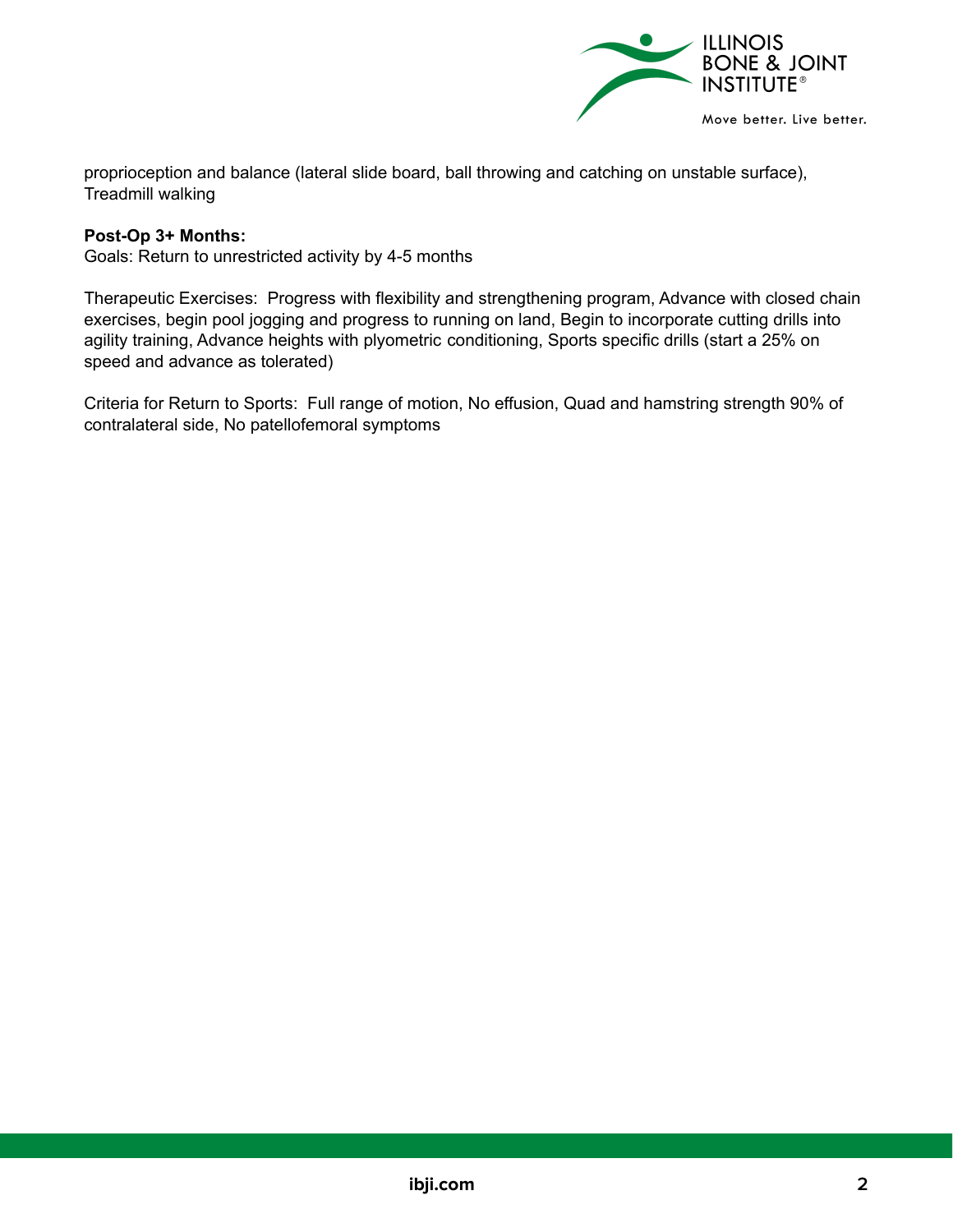proprioception and balance (lateral slide board, ball throwing and catching on unstable surface), Treadmill walking

**Post-Op 3+ Months:**
Goals: Return to unrestricted activity by 4-5 months

Therapeutic Exercises: Progress with flexibility and strengthening program, Advance with closed chain exercises, begin pool jogging and progress to running on land, Begin to incorporate cutting drills into agility training, Advance heights with plyometric conditioning, Sports specific drills (start a 25% on speed and advance as tolerated)

Criteria for Return to Sports: Full range of motion, No effusion, Quad and hamstring strength 90% of contralateral side, No patellofemoral symptoms